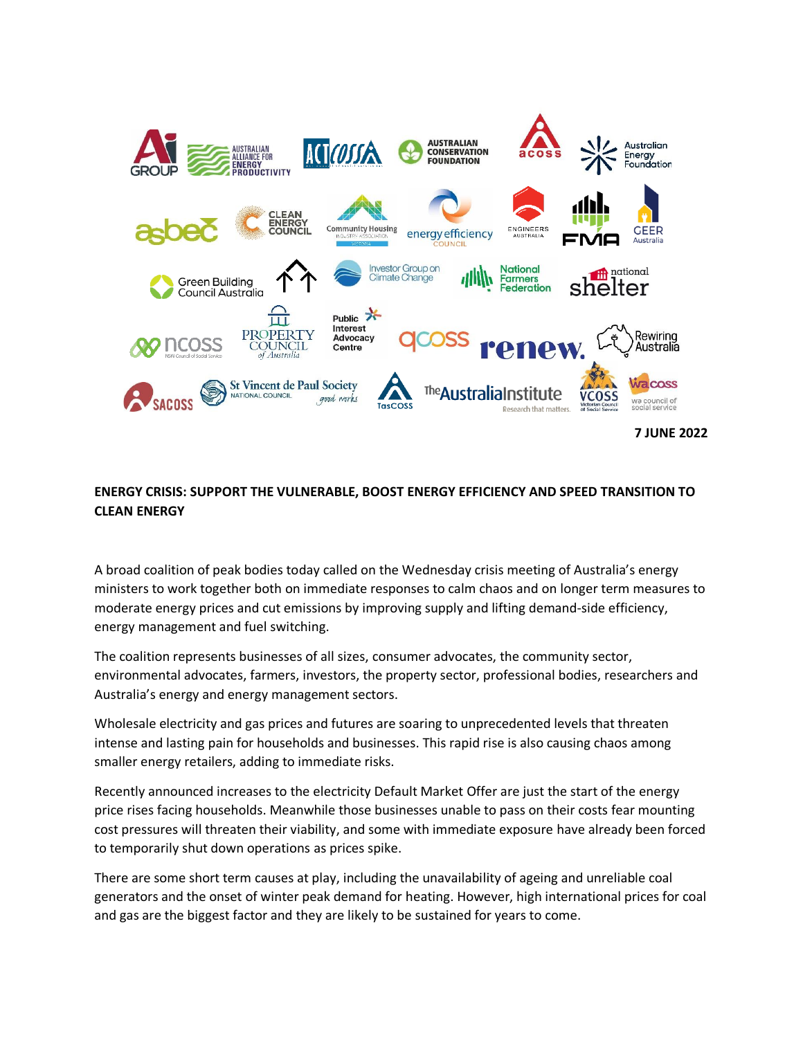**7 JUNE 2022**

**ENERGY CRISIS: SUPPORT THE VULNERABLE, BOOST ENERGY EFFICIENCY AND SPEED TRANSITION TO CLEAN ENERGY**

A broad coalition of peak bodies today called on the Wednesday crisis meeting of Australia's energy ministers to work together both on immediate responses to calm chaos and on longer term measures to moderate energy prices and cut emissions by improving supply and lifting demand-side efficiency, energy management and fuel switching.

The coalition represents businesses of all sizes, consumer advocates, the community sector, environmental advocates, farmers, investors, the property sector, professional bodies, researchers and Australia's energy and energy management sectors.

Wholesale electricity and gas prices and futures are soaring to unprecedented levels that threaten intense and lasting pain for households and businesses. This rapid rise is also causing chaos among smaller energy retailers, adding to immediate risks.

Recently announced increases to the electricity Default Market Offer are just the start of the energy price rises facing households. Meanwhile those businesses unable to pass on their costs fear mounting cost pressures will threaten their viability, and some with immediate exposure have already been forced to temporarily shut down operations as prices spike.

There are some short term causes at play, including the unavailability of ageing and unreliable coal generators and the onset of winter peak demand for heating. However, high international prices for coal and gas are the biggest factor and they are likely to be sustained for years to come.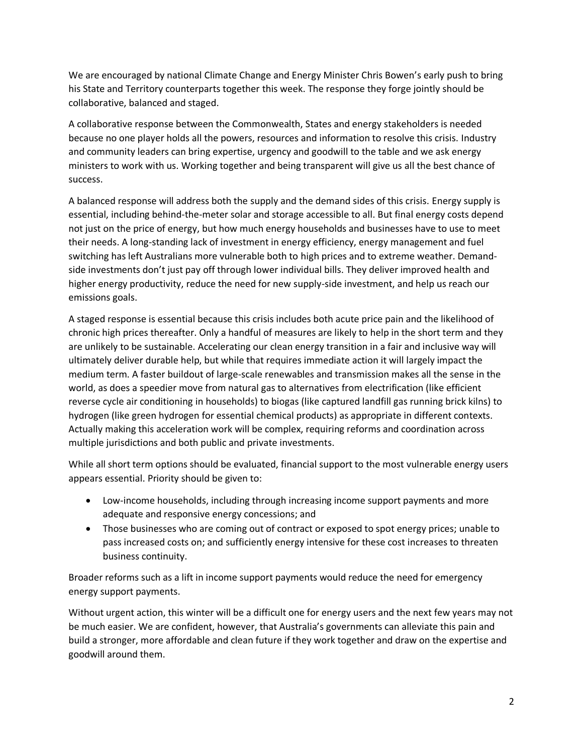We are encouraged by national Climate Change and Energy Minister Chris Bowen's early push to bring his State and Territory counterparts together this week. The response they forge jointly should be collaborative, balanced and staged.

A collaborative response between the Commonwealth, States and energy stakeholders is needed because no one player holds all the powers, resources and information to resolve this crisis. Industry and community leaders can bring expertise, urgency and goodwill to the table and we ask energy ministers to work with us. Working together and being transparent will give us all the best chance of success.

A balanced response will address both the supply and the demand sides of this crisis. Energy supply is essential, including behind-the-meter solar and storage accessible to all. But final energy costs depend not just on the price of energy, but how much energy households and businesses have to use to meet their needs. A long-standing lack of investment in energy efficiency, energy management and fuel switching has left Australians more vulnerable both to high prices and to extreme weather. Demand-side investments don't just pay off through lower individual bills. They deliver improved health and higher energy productivity, reduce the need for new supply-side investment, and help us reach our emissions goals.

A staged response is essential because this crisis includes both acute price pain and the likelihood of chronic high prices thereafter. Only a handful of measures are likely to help in the short term and they are unlikely to be sustainable. Accelerating our clean energy transition in a fair and inclusive way will ultimately deliver durable help, but while that requires immediate action it will largely impact the medium term. A faster buildout of large-scale renewables and transmission makes all the sense in the world, as does a speedier move from natural gas to alternatives from electrification (like efficient reverse cycle air conditioning in households) to biogas (like captured landfill gas running brick kilns) to hydrogen (like green hydrogen for essential chemical products) as appropriate in different contexts. Actually making this acceleration work will be complex, requiring reforms and coordination across multiple jurisdictions and both public and private investments.

While all short term options should be evaluated, financial support to the most vulnerable energy users appears essential. Priority should be given to:

- Low-income households, including through increasing income support payments and more adequate and responsive energy concessions; and
- Those businesses who are coming out of contract or exposed to spot energy prices; unable to pass increased costs on; and sufficiently energy intensive for these cost increases to threaten business continuity.

Broader reforms such as a lift in income support payments would reduce the need for emergency energy support payments.

Without urgent action, this winter will be a difficult one for energy users and the next few years may not be much easier. We are confident, however, that Australia's governments can alleviate this pain and build a stronger, more affordable and clean future if they work together and draw on the expertise and goodwill around them.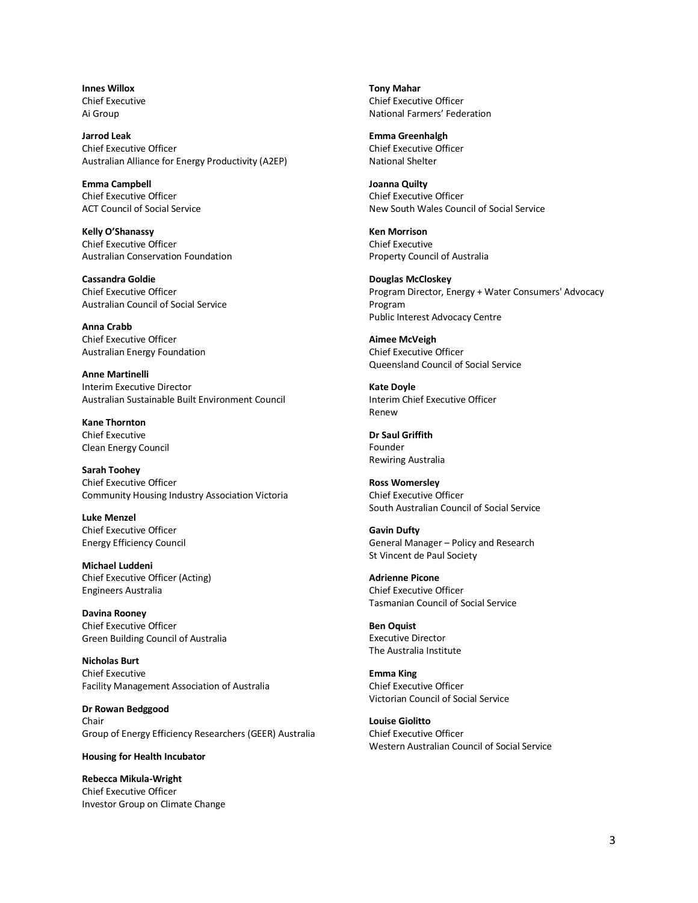**Innes Willox**
Chief Executive
Ai Group

**Jarrod Leak**
Chief Executive Officer
Australian Alliance for Energy Productivity (A2EP)

**Emma Campbell**
Chief Executive Officer
ACT Council of Social Service

**Kelly O'Shanassy**
Chief Executive Officer
Australian Conservation Foundation

**Cassandra Goldie**
Chief Executive Officer
Australian Council of Social Service

**Anna Crabb**
Chief Executive Officer
Australian Energy Foundation

**Anne Martinelli**
Interim Executive Director
Australian Sustainable Built Environment Council

**Kane Thornton**
Chief Executive
Clean Energy Council

**Sarah Toohey**
Chief Executive Officer
Community Housing Industry Association Victoria

**Luke Menzel**
Chief Executive Officer
Energy Efficiency Council

**Michael Luddeni**
Chief Executive Officer (Acting)
Engineers Australia

**Davina Rooney**
Chief Executive Officer
Green Building Council of Australia

**Nicholas Burt**
Chief Executive
Facility Management Association of Australia

**Dr Rowan Bedggood**
Chair
Group of Energy Efficiency Researchers (GEER) Australia

**Housing for Health Incubator**

**Rebecca Mikula-Wright**
Chief Executive Officer
Investor Group on Climate Change

**Tony Mahar**
Chief Executive Officer
National Farmers' Federation

**Emma Greenhalgh**
Chief Executive Officer
National Shelter

**Joanna Quilty**
Chief Executive Officer
New South Wales Council of Social Service

**Ken Morrison**
Chief Executive
Property Council of Australia

**Douglas McCloskey**
Program Director, Energy + Water Consumers' Advocacy Program
Public Interest Advocacy Centre

**Aimee McVeigh**
Chief Executive Officer
Queensland Council of Social Service

**Kate Doyle**
Interim Chief Executive Officer
Renew

**Dr Saul Griffith**
Founder
Rewiring Australia

**Ross Womersley**
Chief Executive Officer
South Australian Council of Social Service

**Gavin Dufty**
General Manager – Policy and Research
St Vincent de Paul Society

**Adrienne Picone**
Chief Executive Officer
Tasmanian Council of Social Service

**Ben Oquist**
Executive Director
The Australia Institute

**Emma King**
Chief Executive Officer
Victorian Council of Social Service

**Louise Giolitto**
Chief Executive Officer
Western Australian Council of Social Service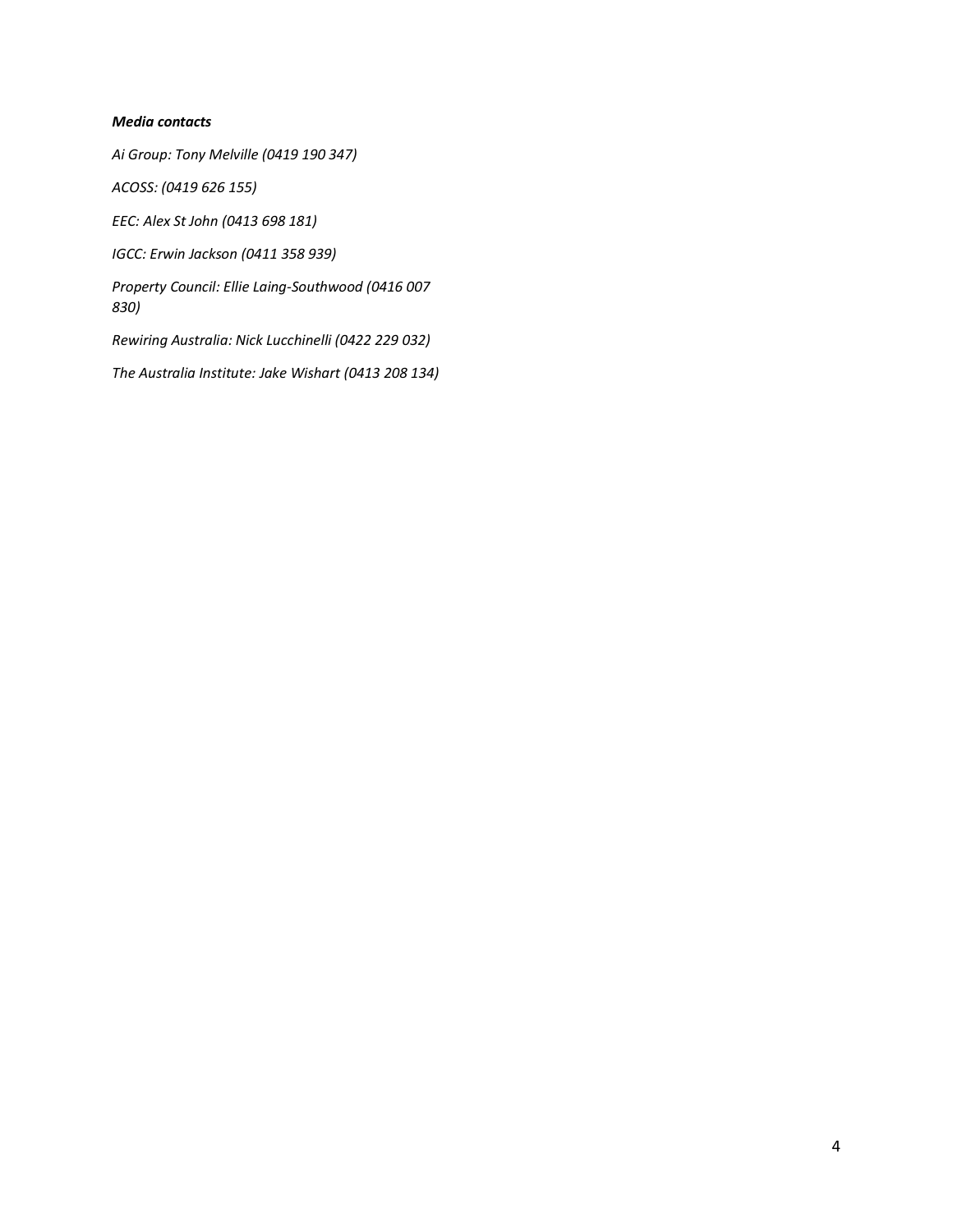***Media contacts***

*Ai Group: Tony Melville (0419 190 347)*

*ACOSS: (0419 626 155)*

*EEC: Alex St John (0413 698 181)*

*IGCC: Erwin Jackson (0411 358 939)*

*Property Council: Ellie Laing-Southwood (0416 007 830)*

*Rewiring Australia: Nick Lucchinelli (0422 229 032)*

*The Australia Institute: Jake Wishart (0413 208 134)*